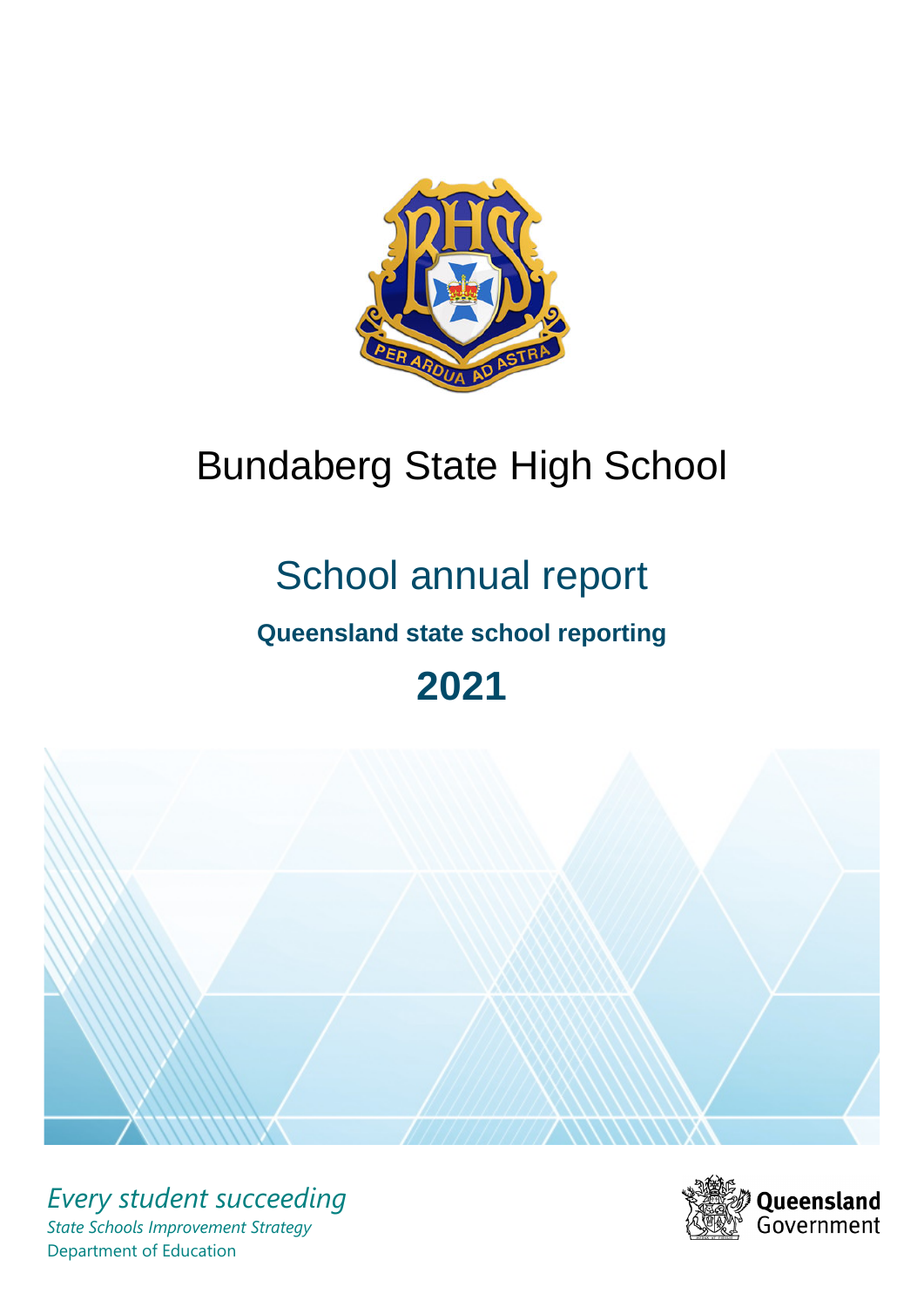# Bundaberg State High School

## School annual report

### Queensland state school reporting

## 2021

*Every student succeeding*

*State Schools Improvement Strategy*

Department of Education

Queensland Government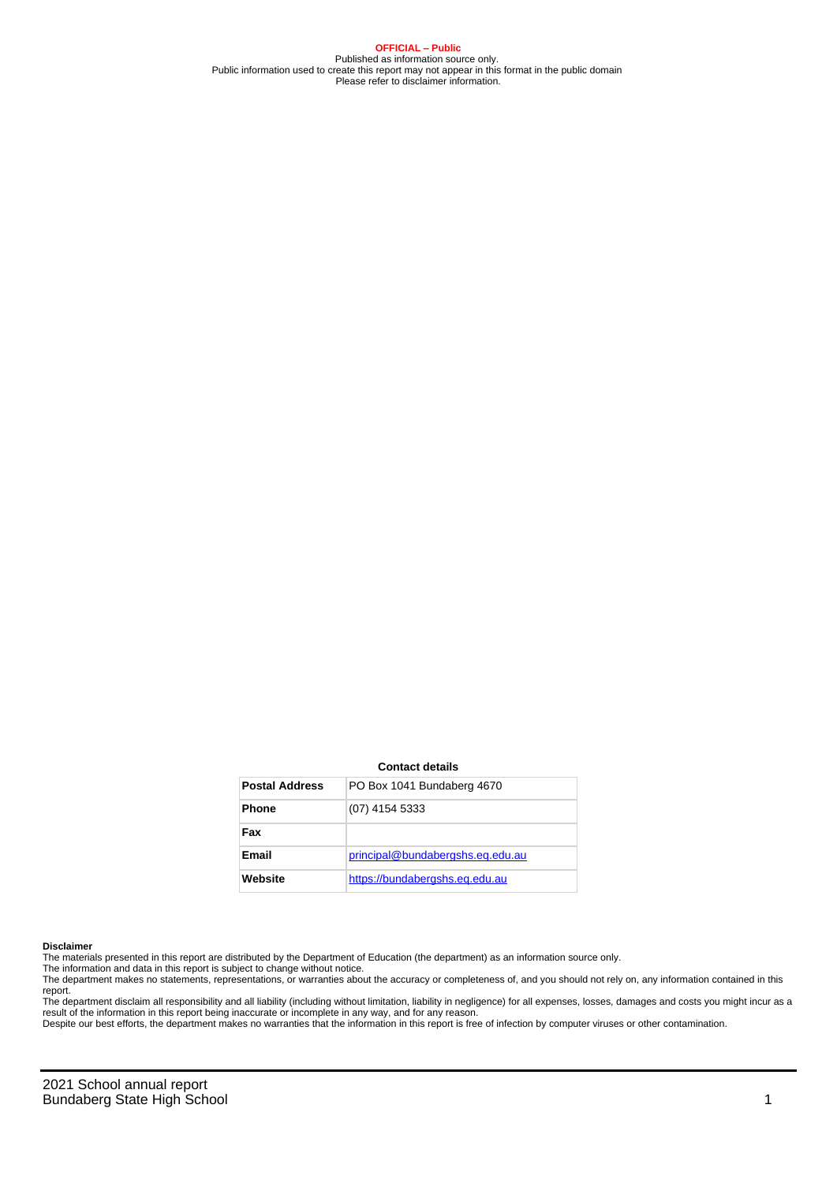**OFFICIAL – Public**
Published as information source only.
Public information used to create this report may not appear in this format in the public domain
Please refer to disclaimer information.

**Contact details**

| | |
|---|---|
| **Postal Address** | PO Box 1041 Bundaberg 4670 |
| **Phone** | (07) 4154 5333 |
| **Fax** | |
| **Email** | principal@bundabergshs.eq.edu.au |
| **Website** | https://bundabergshs.eq.edu.au |

**Disclaimer**
The materials presented in this report are distributed by the Department of Education (the department) as an information source only.
The information and data in this report is subject to change without notice.
The department makes no statements, representations, or warranties about the accuracy or completeness of, and you should not rely on, any information contained in this report.
The department disclaim all responsibility and all liability (including without limitation, liability in negligence) for all expenses, losses, damages and costs you might incur as a result of the information in this report being inaccurate or incomplete in any way, and for any reason.
Despite our best efforts, the department makes no warranties that the information in this report is free of infection by computer viruses or other contamination.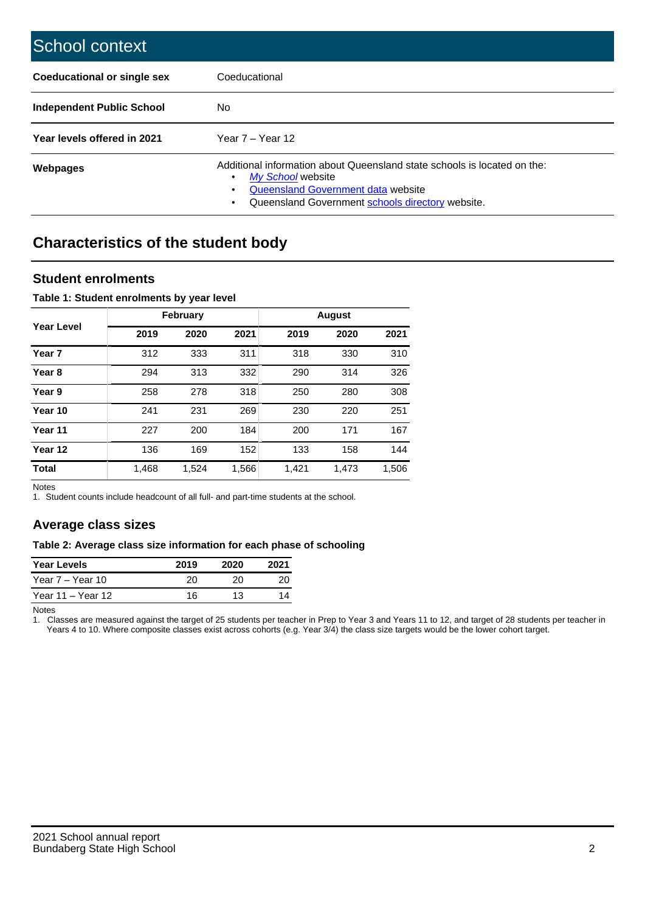# School context

| | |
|---|---|
| **Coeducational or single sex** | Coeducational |
| **Independent Public School** | No |
| **Year levels offered in 2021** | Year 7 – Year 12 |
| **Webpages** | Additional information about Queensland state schools is located on the: <br>• *My School* website <br>• Queensland Government data website <br>• Queensland Government schools directory website. |

## Characteristics of the student body

### Student enrolments

**Table 1: Student enrolments by year level**

| Year Level | February | | | August | | |
|---|---|---|---|---|---|---|
| | 2019 | 2020 | 2021 | 2019 | 2020 | 2021 |
| **Year 7** | 312 | 333 | 311 | 318 | 330 | 310 |
| **Year 8** | 294 | 313 | 332 | 290 | 314 | 326 |
| **Year 9** | 258 | 278 | 318 | 250 | 280 | 308 |
| **Year 10** | 241 | 231 | 269 | 230 | 220 | 251 |
| **Year 11** | 227 | 200 | 184 | 200 | 171 | 167 |
| **Year 12** | 136 | 169 | 152 | 133 | 158 | 144 |
| **Total** | 1,468 | 1,524 | 1,566 | 1,421 | 1,473 | 1,506 |

Notes

1. Student counts include headcount of all full- and part-time students at the school.

### Average class sizes

**Table 2: Average class size information for each phase of schooling**

| Year Levels | 2019 | 2020 | 2021 |
|---|---|---|---|
| Year 7 – Year 10 | 20 | 20 | 20 |
| Year 11 – Year 12 | 16 | 13 | 14 |

Notes

1. Classes are measured against the target of 25 students per teacher in Prep to Year 3 and Years 11 to 12, and target of 28 students per teacher in Years 4 to 10. Where composite classes exist across cohorts (e.g. Year 3/4) the class size targets would be the lower cohort target.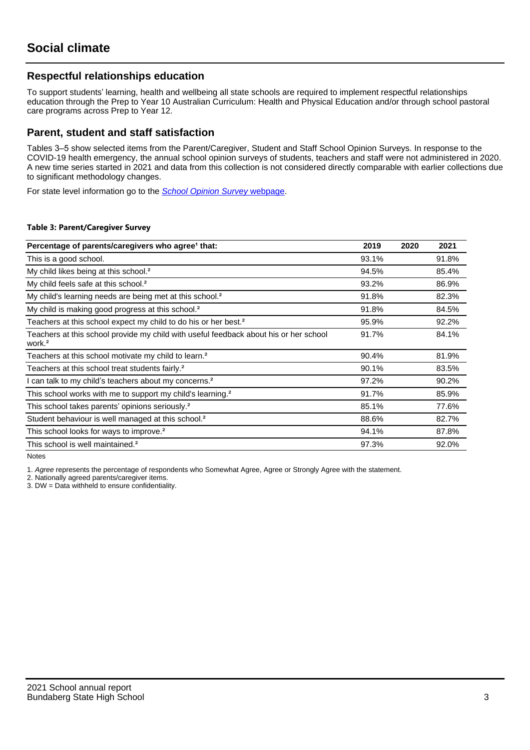# Social climate

## Respectful relationships education

To support students' learning, health and wellbeing all state schools are required to implement respectful relationships education through the Prep to Year 10 Australian Curriculum: Health and Physical Education and/or through school pastoral care programs across Prep to Year 12.

## Parent, student and staff satisfaction

Tables 3–5 show selected items from the Parent/Caregiver, Student and Staff School Opinion Surveys. In response to the COVID-19 health emergency, the annual school opinion surveys of students, teachers and staff were not administered in 2020. A new time series started in 2021 and data from this collection is not considered directly comparable with earlier collections due to significant methodology changes.

For state level information go to the *School Opinion Survey* webpage.

**Table 3: Parent/Caregiver Survey**

| Percentage of parents/caregivers who agree[1] that: | 2019 | 2020 | 2021 |
|---|---|---|---|
| This is a good school. | 93.1% | | 91.8% |
| My child likes being at this school.[2] | 94.5% | | 85.4% |
| My child feels safe at this school.[2] | 93.2% | | 86.9% |
| My child's learning needs are being met at this school.[2] | 91.8% | | 82.3% |
| My child is making good progress at this school.[2] | 91.8% | | 84.5% |
| Teachers at this school expect my child to do his or her best.[2] | 95.9% | | 92.2% |
| Teachers at this school provide my child with useful feedback about his or her school work.[2] | 91.7% | | 84.1% |
| Teachers at this school motivate my child to learn.[2] | 90.4% | | 81.9% |
| Teachers at this school treat students fairly.[2] | 90.1% | | 83.5% |
| I can talk to my child's teachers about my concerns.[2] | 97.2% | | 90.2% |
| This school works with me to support my child's learning.[2] | 91.7% | | 85.9% |
| This school takes parents' opinions seriously.[2] | 85.1% | | 77.6% |
| Student behaviour is well managed at this school.[2] | 88.6% | | 82.7% |
| This school looks for ways to improve.[2] | 94.1% | | 87.8% |
| This school is well maintained.[2] | 97.3% | | 92.0% |

Notes

1. *Agree* represents the percentage of respondents who Somewhat Agree, Agree or Strongly Agree with the statement.
2. Nationally agreed parents/caregiver items.
3. DW = Data withheld to ensure confidentiality.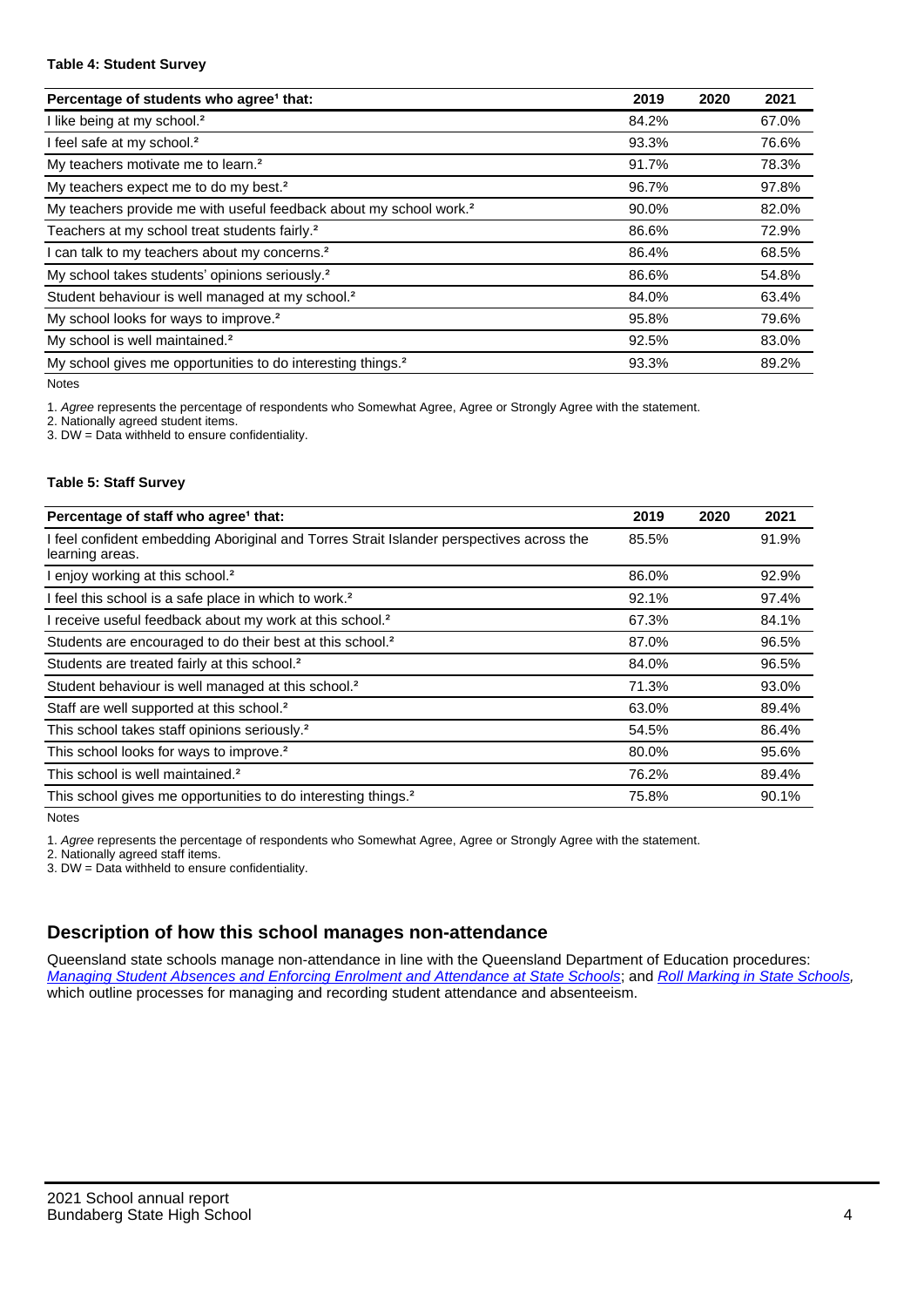#### Table 4: Student Survey

| Percentage of students who agree[1] that: | 2019 | 2020 | 2021 |
|---|---|---|---|
| I like being at my school.[2] | 84.2% | | 67.0% |
| I feel safe at my school.[2] | 93.3% | | 76.6% |
| My teachers motivate me to learn.[2] | 91.7% | | 78.3% |
| My teachers expect me to do my best.[2] | 96.7% | | 97.8% |
| My teachers provide me with useful feedback about my school work.[2] | 90.0% | | 82.0% |
| Teachers at my school treat students fairly.[2] | 86.6% | | 72.9% |
| I can talk to my teachers about my concerns.[2] | 86.4% | | 68.5% |
| My school takes students' opinions seriously.[2] | 86.6% | | 54.8% |
| Student behaviour is well managed at my school.[2] | 84.0% | | 63.4% |
| My school looks for ways to improve.[2] | 95.8% | | 79.6% |
| My school is well maintained.[2] | 92.5% | | 83.0% |
| My school gives me opportunities to do interesting things.[2] | 93.3% | | 89.2% |

Notes

1. *Agree* represents the percentage of respondents who Somewhat Agree, Agree or Strongly Agree with the statement.
2. Nationally agreed student items.
3. DW = Data withheld to ensure confidentiality.

#### Table 5: Staff Survey

| Percentage of staff who agree[1] that: | 2019 | 2020 | 2021 |
|---|---|---|---|
| I feel confident embedding Aboriginal and Torres Strait Islander perspectives across the learning areas. | 85.5% | | 91.9% |
| I enjoy working at this school.[2] | 86.0% | | 92.9% |
| I feel this school is a safe place in which to work.[2] | 92.1% | | 97.4% |
| I receive useful feedback about my work at this school.[2] | 67.3% | | 84.1% |
| Students are encouraged to do their best at this school.[2] | 87.0% | | 96.5% |
| Students are treated fairly at this school.[2] | 84.0% | | 96.5% |
| Student behaviour is well managed at this school.[2] | 71.3% | | 93.0% |
| Staff are well supported at this school.[2] | 63.0% | | 89.4% |
| This school takes staff opinions seriously.[2] | 54.5% | | 86.4% |
| This school looks for ways to improve.[2] | 80.0% | | 95.6% |
| This school is well maintained.[2] | 76.2% | | 89.4% |
| This school gives me opportunities to do interesting things.[2] | 75.8% | | 90.1% |

Notes

1. *Agree* represents the percentage of respondents who Somewhat Agree, Agree or Strongly Agree with the statement.
2. Nationally agreed staff items.
3. DW = Data withheld to ensure confidentiality.

## Description of how this school manages non-attendance

Queensland state schools manage non-attendance in line with the Queensland Department of Education procedures: *Managing Student Absences and Enforcing Enrolment and Attendance at State Schools*; and *Roll Marking in State Schools*, which outline processes for managing and recording student attendance and absenteeism.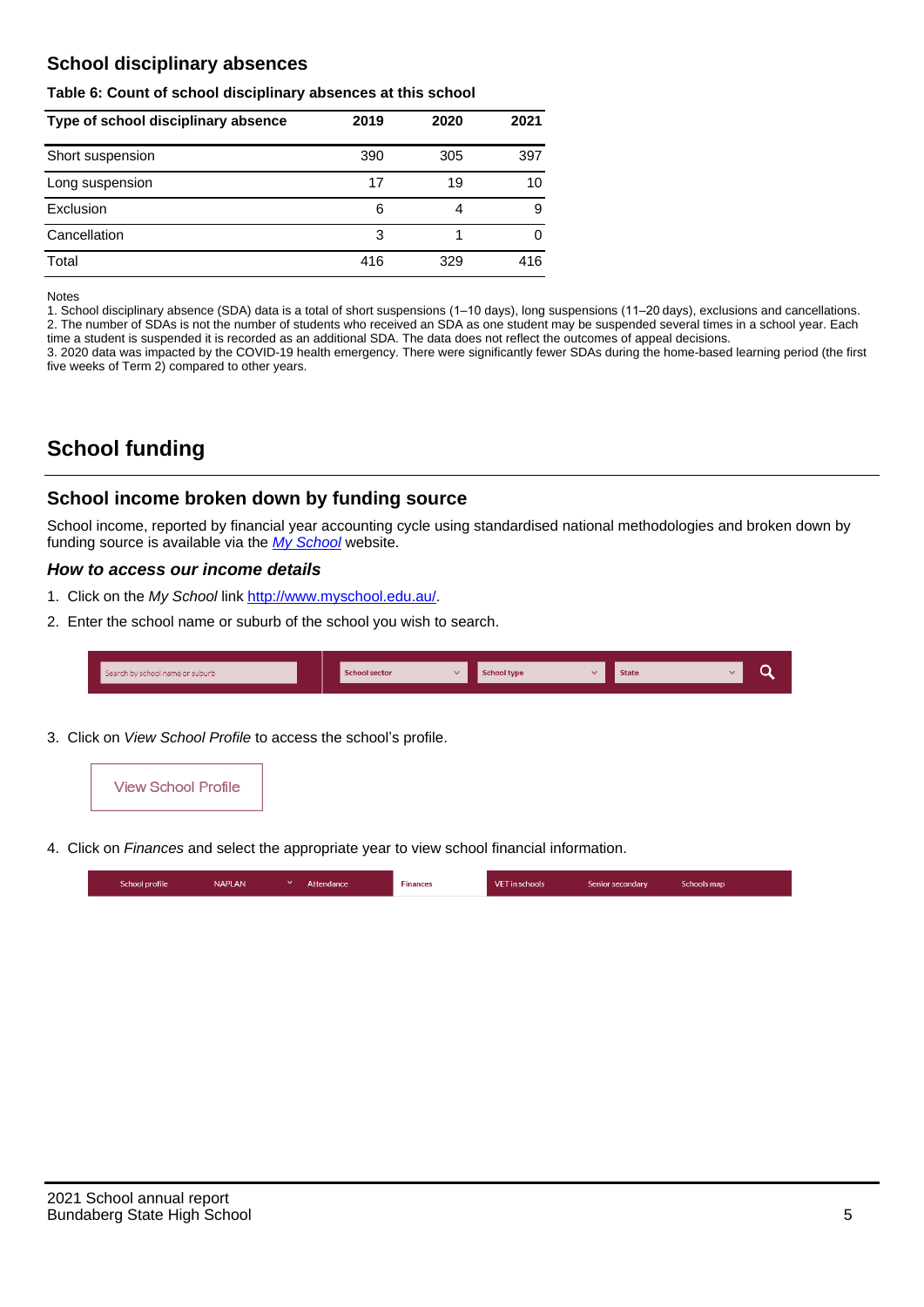## School disciplinary absences

**Table 6: Count of school disciplinary absences at this school**

| Type of school disciplinary absence | 2019 | 2020 | 2021 |
|---|---|---|---|
| Short suspension | 390 | 305 | 397 |
| Long suspension | 17 | 19 | 10 |
| Exclusion | 6 | 4 | 9 |
| Cancellation | 3 | 1 | 0 |
| Total | 416 | 329 | 416 |

Notes

1. School disciplinary absence (SDA) data is a total of short suspensions (1–10 days), long suspensions (11–20 days), exclusions and cancellations.
2. The number of SDAs is not the number of students who received an SDA as one student may be suspended several times in a school year. Each time a student is suspended it is recorded as an additional SDA. The data does not reflect the outcomes of appeal decisions.
3. 2020 data was impacted by the COVID-19 health emergency. There were significantly fewer SDAs during the home-based learning period (the first five weeks of Term 2) compared to other years.

# School funding

## School income broken down by funding source

School income, reported by financial year accounting cycle using standardised national methodologies and broken down by funding source is available via the *My School* website.

### *How to access our income details*

1. Click on the *My School* link http://www.myschool.edu.au/.
2. Enter the school name or suburb of the school you wish to search.

Search by school name or suburb | School sector | School type | State

3. Click on *View School Profile* to access the school's profile.

View School Profile

4. Click on *Finances* and select the appropriate year to view school financial information.

School profile | NAPLAN | Attendance | Finances | VET in schools | Senior secondary | Schools map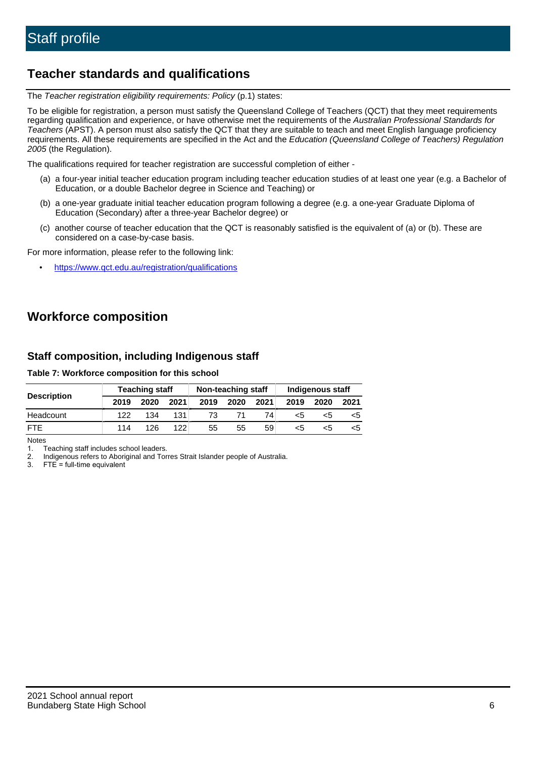# Staff profile

## Teacher standards and qualifications

The *Teacher registration eligibility requirements: Policy* (p.1) states:

To be eligible for registration, a person must satisfy the Queensland College of Teachers (QCT) that they meet requirements regarding qualification and experience, or have otherwise met the requirements of the *Australian Professional Standards for Teachers* (APST). A person must also satisfy the QCT that they are suitable to teach and meet English language proficiency requirements. All these requirements are specified in the Act and the *Education (Queensland College of Teachers) Regulation 2005* (the Regulation).

The qualifications required for teacher registration are successful completion of either -

(a) a four-year initial teacher education program including teacher education studies of at least one year (e.g. a Bachelor of Education, or a double Bachelor degree in Science and Teaching) or

(b) a one-year graduate initial teacher education program following a degree (e.g. a one-year Graduate Diploma of Education (Secondary) after a three-year Bachelor degree) or

(c) another course of teacher education that the QCT is reasonably satisfied is the equivalent of (a) or (b). These are considered on a case-by-case basis.

For more information, please refer to the following link:

- https://www.qct.edu.au/registration/qualifications

## Workforce composition

### Staff composition, including Indigenous staff

**Table 7: Workforce composition for this school**

| Description | Teaching staff | | | Non-teaching staff | | | Indigenous staff | | |
|---|---|---|---|---|---|---|---|---|---|
| | 2019 | 2020 | 2021 | 2019 | 2020 | 2021 | 2019 | 2020 | 2021 |
| Headcount | 122 | 134 | 131 | 73 | 71 | 74 | <5 | <5 | <5 |
| FTE | 114 | 126 | 122 | 55 | 55 | 59 | <5 | <5 | <5 |

Notes
1. Teaching staff includes school leaders.
2. Indigenous refers to Aboriginal and Torres Strait Islander people of Australia.
3. FTE = full-time equivalent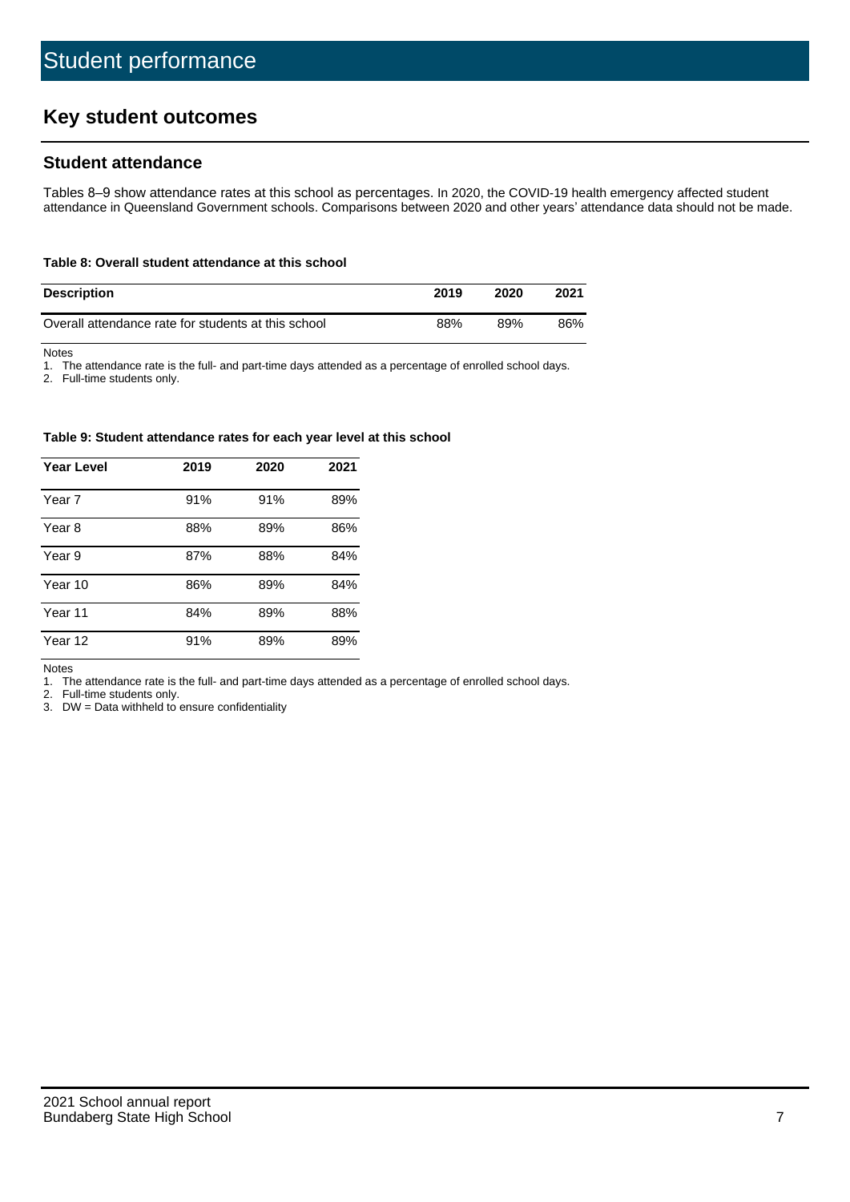# Student performance

## Key student outcomes

### Student attendance

Tables 8–9 show attendance rates at this school as percentages. In 2020, the COVID-19 health emergency affected student attendance in Queensland Government schools. Comparisons between 2020 and other years' attendance data should not be made.

#### Table 8: Overall student attendance at this school

| Description | 2019 | 2020 | 2021 |
|---|---|---|---|
| Overall attendance rate for students at this school | 88% | 89% | 86% |

Notes

1. The attendance rate is the full- and part-time days attended as a percentage of enrolled school days.
2. Full-time students only.

#### Table 9: Student attendance rates for each year level at this school

| Year Level | 2019 | 2020 | 2021 |
|---|---|---|---|
| Year 7 | 91% | 91% | 89% |
| Year 8 | 88% | 89% | 86% |
| Year 9 | 87% | 88% | 84% |
| Year 10 | 86% | 89% | 84% |
| Year 11 | 84% | 89% | 88% |
| Year 12 | 91% | 89% | 89% |

Notes

1. The attendance rate is the full- and part-time days attended as a percentage of enrolled school days.
2. Full-time students only.
3. DW = Data withheld to ensure confidentiality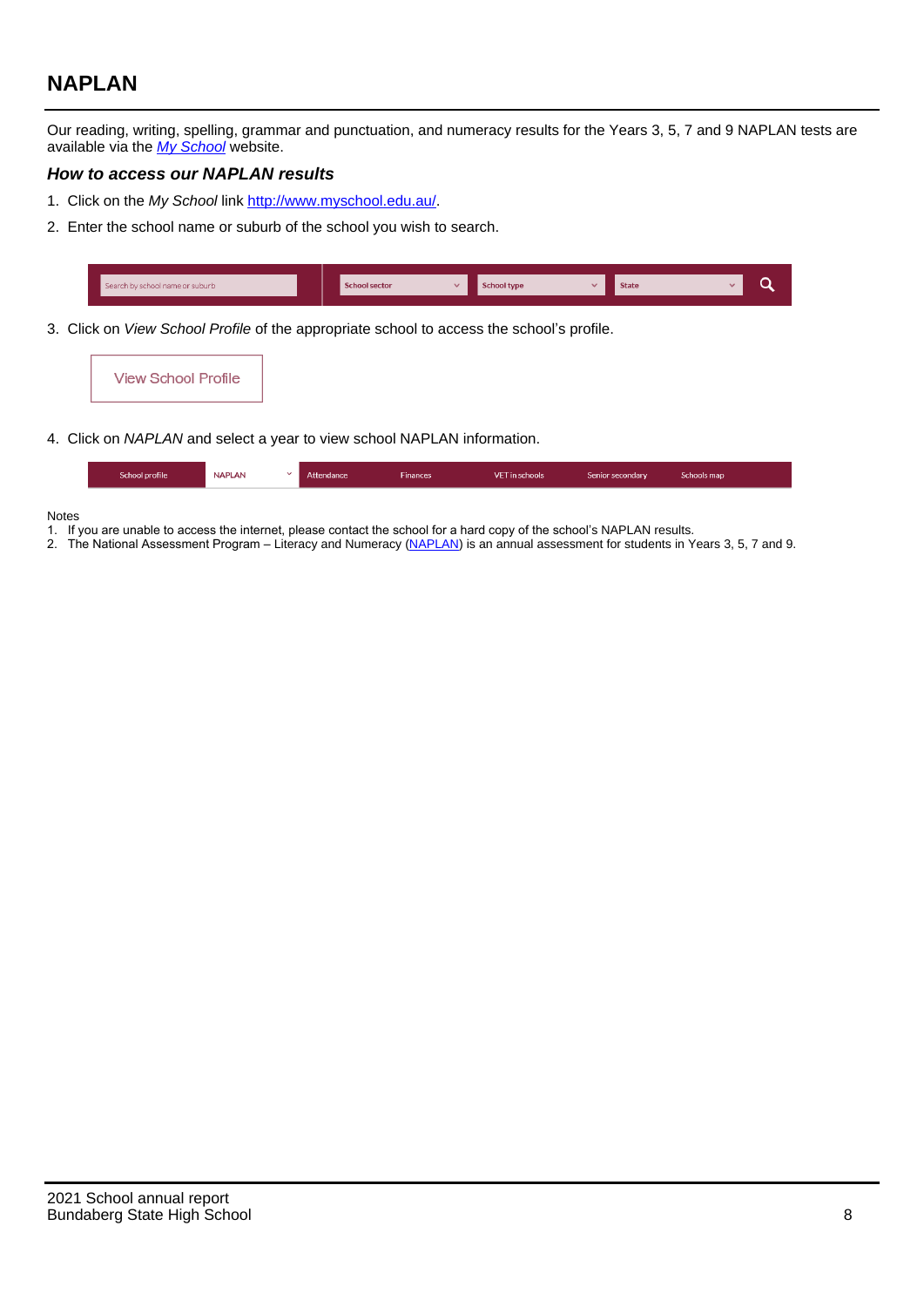## NAPLAN

Our reading, writing, spelling, grammar and punctuation, and numeracy results for the Years 3, 5, 7 and 9 NAPLAN tests are available via the *My School* website.

### *How to access our NAPLAN results*

1. Click on the *My School* link http://www.myschool.edu.au/.
2. Enter the school name or suburb of the school you wish to search.

Search by school name or suburb | School sector | School type | State

3. Click on *View School Profile* of the appropriate school to access the school's profile.

View School Profile

4. Click on *NAPLAN* and select a year to view school NAPLAN information.

School profile | NAPLAN | Attendance | Finances | VET in schools | Senior secondary | Schools map

Notes

1. If you are unable to access the internet, please contact the school for a hard copy of the school's NAPLAN results.
2. The National Assessment Program – Literacy and Numeracy (NAPLAN) is an annual assessment for students in Years 3, 5, 7 and 9.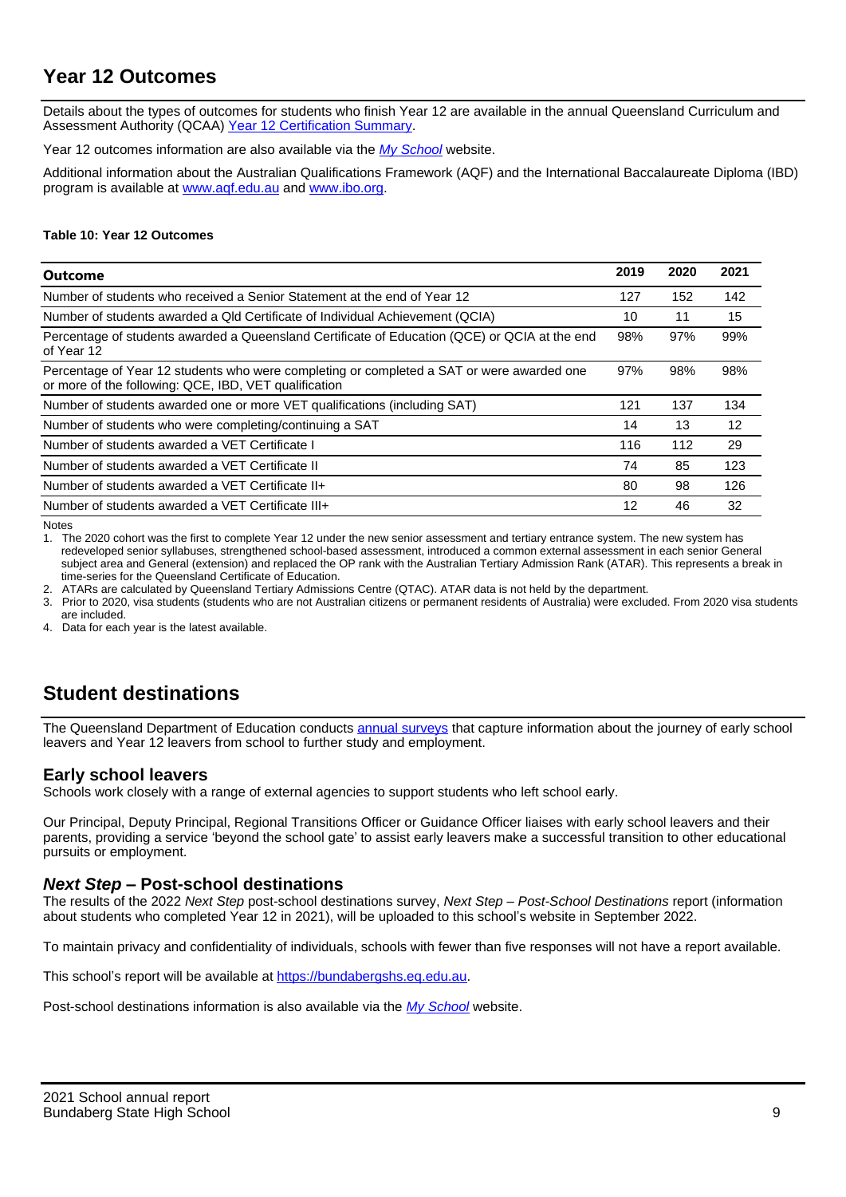## Year 12 Outcomes

Details about the types of outcomes for students who finish Year 12 are available in the annual Queensland Curriculum and Assessment Authority (QCAA) [Year 12 Certification Summary](Year 12 Certification Summary).

Year 12 outcomes information are also available via the *[My School](My School)* website.

Additional information about the Australian Qualifications Framework (AQF) and the International Baccalaureate Diploma (IBD) program is available at [www.aqf.edu.au](www.aqf.edu.au) and [www.ibo.org](www.ibo.org).

**Table 10: Year 12 Outcomes**

| Outcome | 2019 | 2020 | 2021 |
|---|---|---|---|
| Number of students who received a Senior Statement at the end of Year 12 | 127 | 152 | 142 |
| Number of students awarded a Qld Certificate of Individual Achievement (QCIA) | 10 | 11 | 15 |
| Percentage of students awarded a Queensland Certificate of Education (QCE) or QCIA at the end of Year 12 | 98% | 97% | 99% |
| Percentage of Year 12 students who were completing or completed a SAT or were awarded one or more of the following: QCE, IBD, VET qualification | 97% | 98% | 98% |
| Number of students awarded one or more VET qualifications (including SAT) | 121 | 137 | 134 |
| Number of students who were completing/continuing a SAT | 14 | 13 | 12 |
| Number of students awarded a VET Certificate I | 116 | 112 | 29 |
| Number of students awarded a VET Certificate II | 74 | 85 | 123 |
| Number of students awarded a VET Certificate II+ | 80 | 98 | 126 |
| Number of students awarded a VET Certificate III+ | 12 | 46 | 32 |

Notes

1. The 2020 cohort was the first to complete Year 12 under the new senior assessment and tertiary entrance system. The new system has redeveloped senior syllabuses, strengthened school-based assessment, introduced a common external assessment in each senior General subject area and General (extension) and replaced the OP rank with the Australian Tertiary Admission Rank (ATAR). This represents a break in time-series for the Queensland Certificate of Education.
2. ATARs are calculated by Queensland Tertiary Admissions Centre (QTAC). ATAR data is not held by the department.
3. Prior to 2020, visa students (students who are not Australian citizens or permanent residents of Australia) were excluded. From 2020 visa students are included.
4. Data for each year is the latest available.

## Student destinations

The Queensland Department of Education conducts [annual surveys](annual surveys) that capture information about the journey of early school leavers and Year 12 leavers from school to further study and employment.

### Early school leavers

Schools work closely with a range of external agencies to support students who left school early.

Our Principal, Deputy Principal, Regional Transitions Officer or Guidance Officer liaises with early school leavers and their parents, providing a service 'beyond the school gate' to assist early leavers make a successful transition to other educational pursuits or employment.

### *Next Step* – Post-school destinations

The results of the 2022 *Next Step* post-school destinations survey, *Next Step – Post-School Destinations* report (information about students who completed Year 12 in 2021), will be uploaded to this school's website in September 2022.

To maintain privacy and confidentiality of individuals, schools with fewer than five responses will not have a report available.

This school's report will be available at [https://bundabergshs.eq.edu.au](https://bundabergshs.eq.edu.au).

Post-school destinations information is also available via the *[My School](My School)* website.